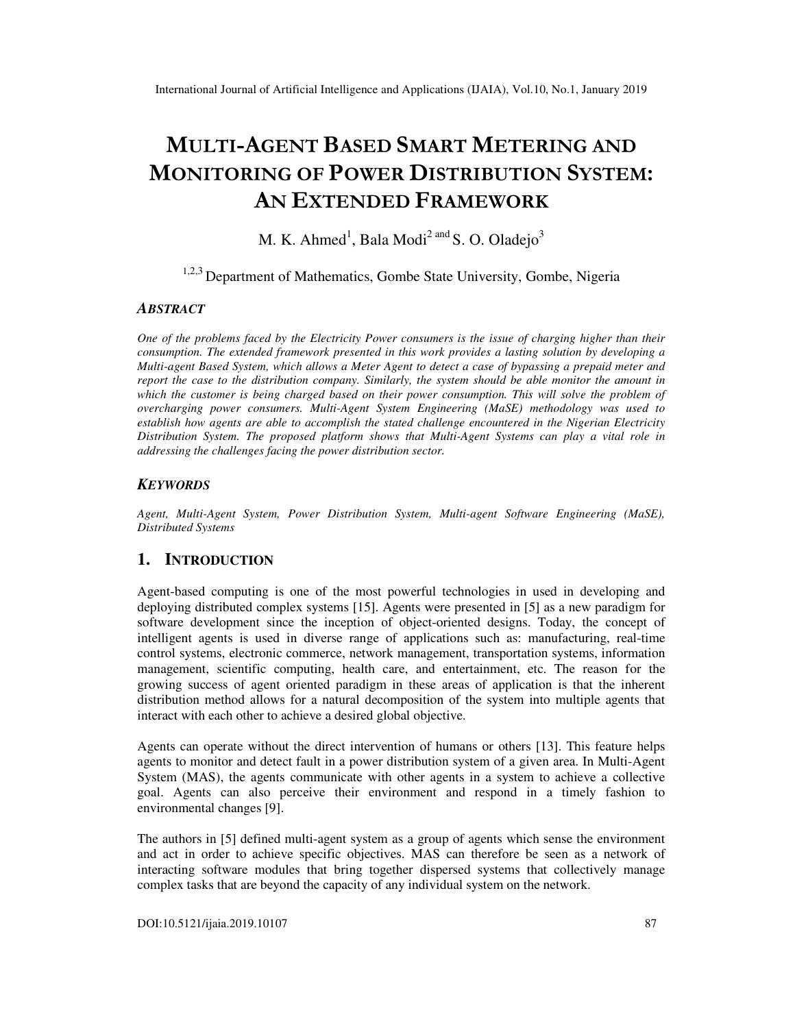# MULTI-AGENT BASED SMART METERING AND MONITORING OF POWER DISTRIBUTION SYSTEM: AN EXTENDED FRAMEWORK

M. K. Ahmed[1], Bala Modi[2] and S. O. Oladejo[3]

[1,2,3] Department of Mathematics, Gombe State University, Gombe, Nigeria

### *ABSTRACT*

*One of the problems faced by the Electricity Power consumers is the issue of charging higher than their consumption. The extended framework presented in this work provides a lasting solution by developing a Multi-agent Based System, which allows a Meter Agent to detect a case of bypassing a prepaid meter and report the case to the distribution company. Similarly, the system should be able monitor the amount in which the customer is being charged based on their power consumption. This will solve the problem of overcharging power consumers. Multi-Agent System Engineering (MaSE) methodology was used to establish how agents are able to accomplish the stated challenge encountered in the Nigerian Electricity Distribution System. The proposed platform shows that Multi-Agent Systems can play a vital role in addressing the challenges facing the power distribution sector.*

### *KEYWORDS*

*Agent, Multi-Agent System, Power Distribution System, Multi-agent Software Engineering (MaSE), Distributed Systems*

## 1. INTRODUCTION

Agent-based computing is one of the most powerful technologies in used in developing and deploying distributed complex systems [15]. Agents were presented in [5] as a new paradigm for software development since the inception of object-oriented designs. Today, the concept of intelligent agents is used in diverse range of applications such as: manufacturing, real-time control systems, electronic commerce, network management, transportation systems, information management, scientific computing, health care, and entertainment, etc. The reason for the growing success of agent oriented paradigm in these areas of application is that the inherent distribution method allows for a natural decomposition of the system into multiple agents that interact with each other to achieve a desired global objective.

Agents can operate without the direct intervention of humans or others [13]. This feature helps agents to monitor and detect fault in a power distribution system of a given area. In Multi-Agent System (MAS), the agents communicate with other agents in a system to achieve a collective goal. Agents can also perceive their environment and respond in a timely fashion to environmental changes [9].

The authors in [5] defined multi-agent system as a group of agents which sense the environment and act in order to achieve specific objectives. MAS can therefore be seen as a network of interacting software modules that bring together dispersed systems that collectively manage complex tasks that are beyond the capacity of any individual system on the network.

DOI:10.5121/ijaia.2019.10107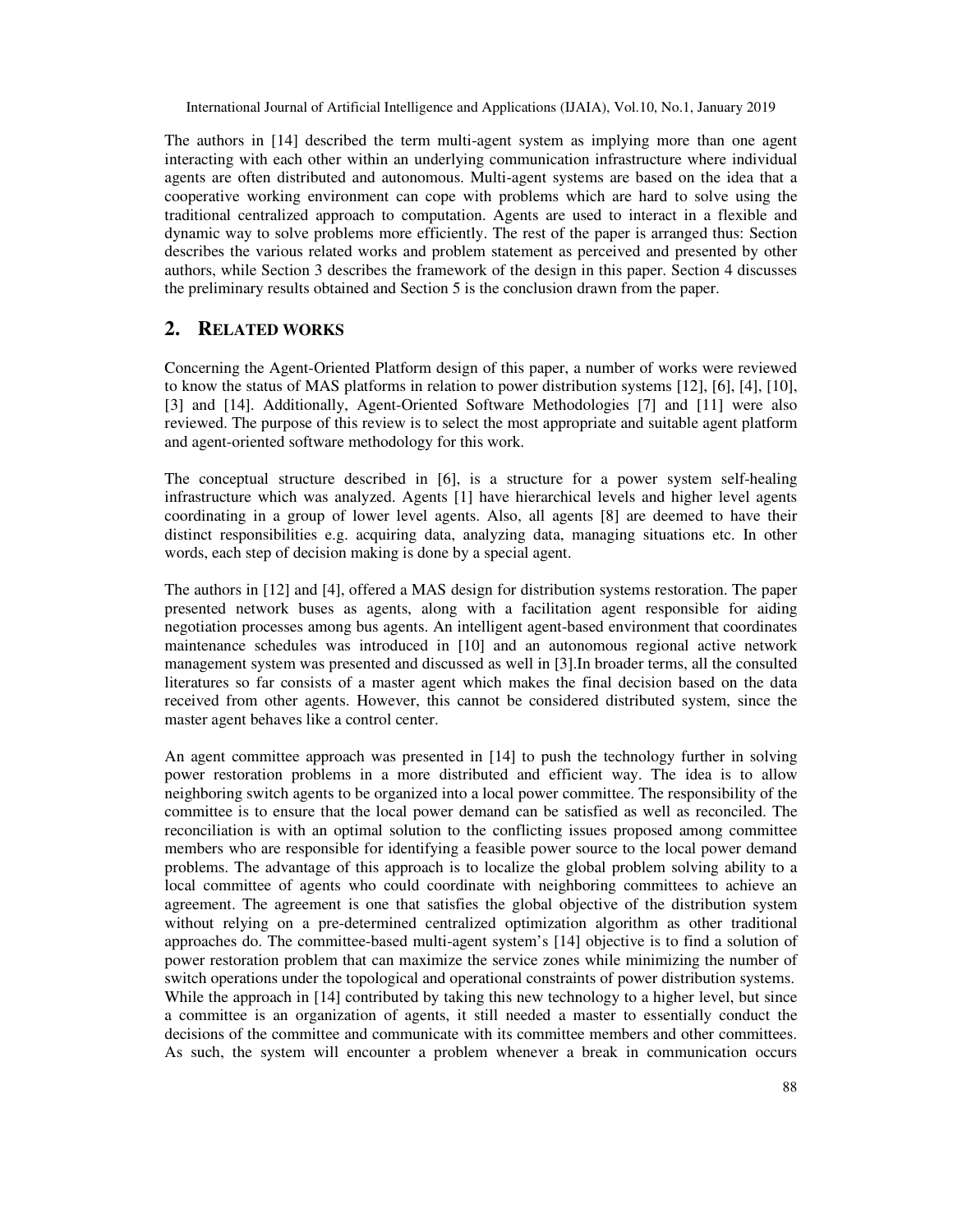The authors in [14] described the term multi-agent system as implying more than one agent interacting with each other within an underlying communication infrastructure where individual agents are often distributed and autonomous. Multi-agent systems are based on the idea that a cooperative working environment can cope with problems which are hard to solve using the traditional centralized approach to computation. Agents are used to interact in a flexible and dynamic way to solve problems more efficiently. The rest of the paper is arranged thus: Section describes the various related works and problem statement as perceived and presented by other authors, while Section 3 describes the framework of the design in this paper. Section 4 discusses the preliminary results obtained and Section 5 is the conclusion drawn from the paper.

## 2. RELATED WORKS

Concerning the Agent-Oriented Platform design of this paper, a number of works were reviewed to know the status of MAS platforms in relation to power distribution systems [12], [6], [4], [10], [3] and [14]. Additionally, Agent-Oriented Software Methodologies [7] and [11] were also reviewed. The purpose of this review is to select the most appropriate and suitable agent platform and agent-oriented software methodology for this work.

The conceptual structure described in [6], is a structure for a power system self-healing infrastructure which was analyzed. Agents [1] have hierarchical levels and higher level agents coordinating in a group of lower level agents. Also, all agents [8] are deemed to have their distinct responsibilities e.g. acquiring data, analyzing data, managing situations etc. In other words, each step of decision making is done by a special agent.

The authors in [12] and [4], offered a MAS design for distribution systems restoration. The paper presented network buses as agents, along with a facilitation agent responsible for aiding negotiation processes among bus agents. An intelligent agent-based environment that coordinates maintenance schedules was introduced in [10] and an autonomous regional active network management system was presented and discussed as well in [3].In broader terms, all the consulted literatures so far consists of a master agent which makes the final decision based on the data received from other agents. However, this cannot be considered distributed system, since the master agent behaves like a control center.

An agent committee approach was presented in [14] to push the technology further in solving power restoration problems in a more distributed and efficient way. The idea is to allow neighboring switch agents to be organized into a local power committee. The responsibility of the committee is to ensure that the local power demand can be satisfied as well as reconciled. The reconciliation is with an optimal solution to the conflicting issues proposed among committee members who are responsible for identifying a feasible power source to the local power demand problems. The advantage of this approach is to localize the global problem solving ability to a local committee of agents who could coordinate with neighboring committees to achieve an agreement. The agreement is one that satisfies the global objective of the distribution system without relying on a pre-determined centralized optimization algorithm as other traditional approaches do. The committee-based multi-agent system's [14] objective is to find a solution of power restoration problem that can maximize the service zones while minimizing the number of switch operations under the topological and operational constraints of power distribution systems. While the approach in [14] contributed by taking this new technology to a higher level, but since a committee is an organization of agents, it still needed a master to essentially conduct the decisions of the committee and communicate with its committee members and other committees. As such, the system will encounter a problem whenever a break in communication occurs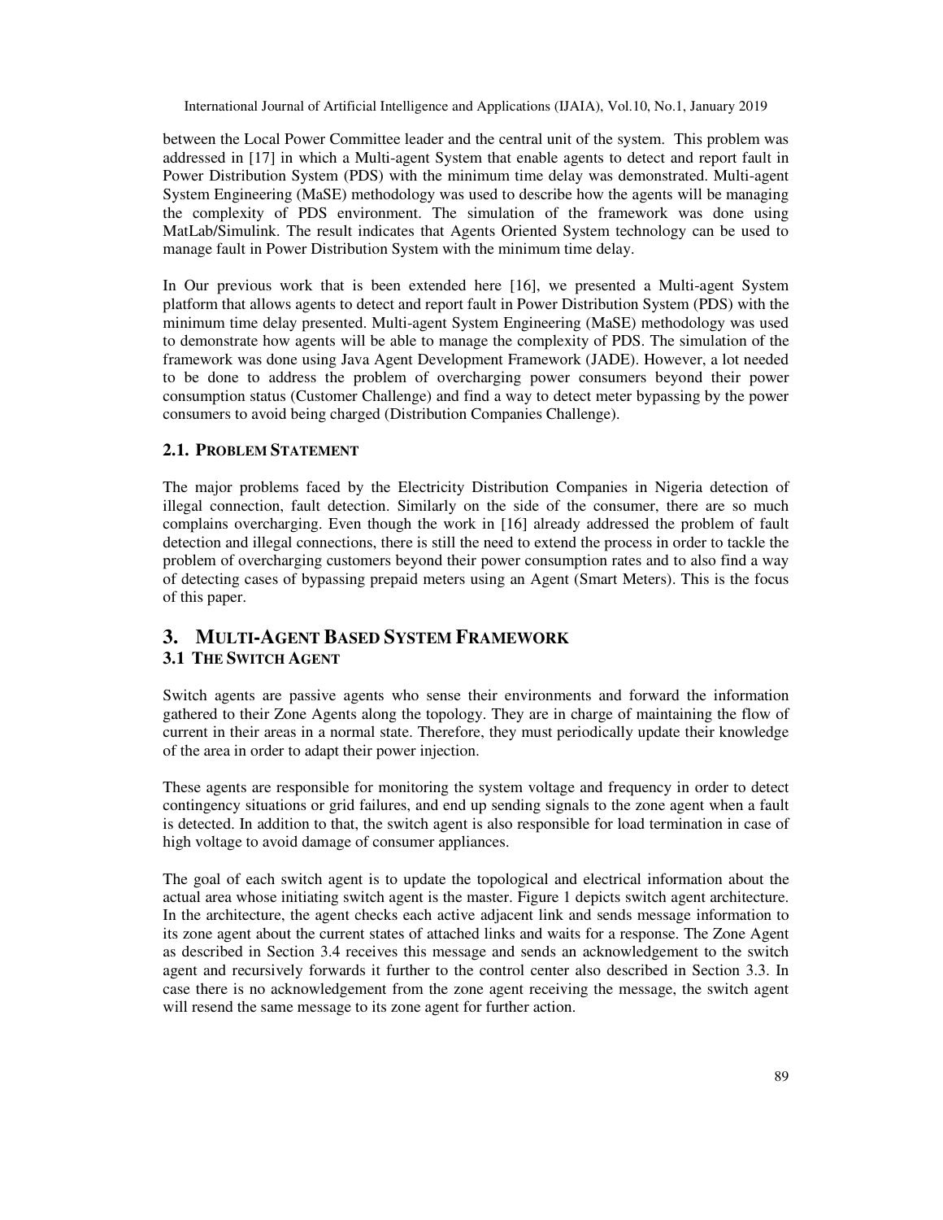between the Local Power Committee leader and the central unit of the system. This problem was addressed in [17] in which a Multi-agent System that enable agents to detect and report fault in Power Distribution System (PDS) with the minimum time delay was demonstrated. Multi-agent System Engineering (MaSE) methodology was used to describe how the agents will be managing the complexity of PDS environment. The simulation of the framework was done using MatLab/Simulink. The result indicates that Agents Oriented System technology can be used to manage fault in Power Distribution System with the minimum time delay.

In Our previous work that is been extended here [16], we presented a Multi-agent System platform that allows agents to detect and report fault in Power Distribution System (PDS) with the minimum time delay presented. Multi-agent System Engineering (MaSE) methodology was used to demonstrate how agents will be able to manage the complexity of PDS. The simulation of the framework was done using Java Agent Development Framework (JADE). However, a lot needed to be done to address the problem of overcharging power consumers beyond their power consumption status (Customer Challenge) and find a way to detect meter bypassing by the power consumers to avoid being charged (Distribution Companies Challenge).

### 2.1. PROBLEM STATEMENT

The major problems faced by the Electricity Distribution Companies in Nigeria detection of illegal connection, fault detection. Similarly on the side of the consumer, there are so much complains overcharging. Even though the work in [16] already addressed the problem of fault detection and illegal connections, there is still the need to extend the process in order to tackle the problem of overcharging customers beyond their power consumption rates and to also find a way of detecting cases of bypassing prepaid meters using an Agent (Smart Meters). This is the focus of this paper.

## 3. MULTI-AGENT BASED SYSTEM FRAMEWORK

### 3.1 THE SWITCH AGENT

Switch agents are passive agents who sense their environments and forward the information gathered to their Zone Agents along the topology. They are in charge of maintaining the flow of current in their areas in a normal state. Therefore, they must periodically update their knowledge of the area in order to adapt their power injection.

These agents are responsible for monitoring the system voltage and frequency in order to detect contingency situations or grid failures, and end up sending signals to the zone agent when a fault is detected. In addition to that, the switch agent is also responsible for load termination in case of high voltage to avoid damage of consumer appliances.

The goal of each switch agent is to update the topological and electrical information about the actual area whose initiating switch agent is the master. Figure 1 depicts switch agent architecture. In the architecture, the agent checks each active adjacent link and sends message information to its zone agent about the current states of attached links and waits for a response. The Zone Agent as described in Section 3.4 receives this message and sends an acknowledgement to the switch agent and recursively forwards it further to the control center also described in Section 3.3. In case there is no acknowledgement from the zone agent receiving the message, the switch agent will resend the same message to its zone agent for further action.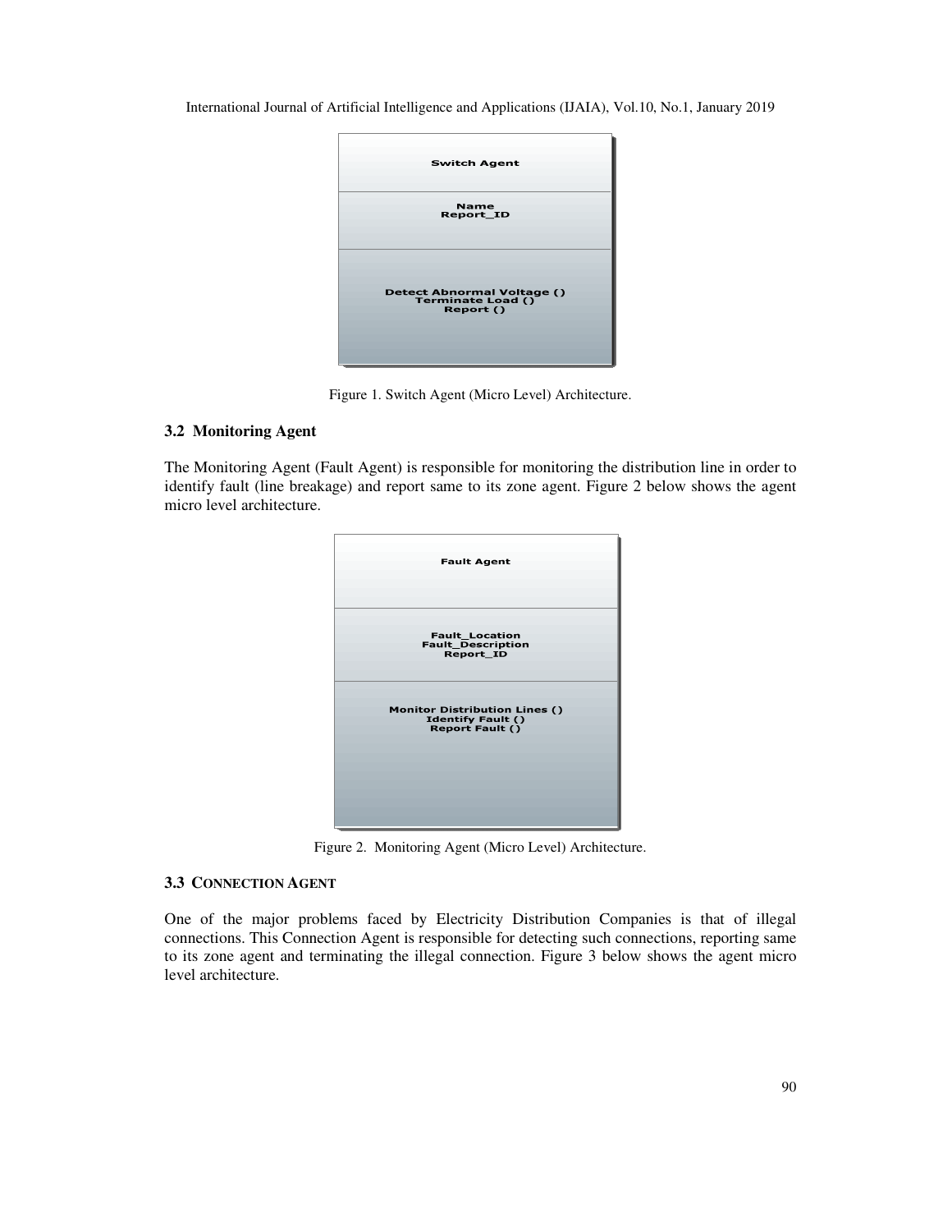Switch Agent

Name
Report_ID

Detect Abnormal Voltage ()
Terminate Load ()
Report ()

Figure 1. Switch Agent (Micro Level) Architecture.

### 3.2 Monitoring Agent

The Monitoring Agent (Fault Agent) is responsible for monitoring the distribution line in order to identify fault (line breakage) and report same to its zone agent. Figure 2 below shows the agent micro level architecture.

Fault Agent

Fault_Location
Fault_Description
Report_ID

Monitor Distribution Lines ()
Identify Fault ()
Report Fault ()

Figure 2. Monitoring Agent (Micro Level) Architecture.

### 3.3 CONNECTION AGENT

One of the major problems faced by Electricity Distribution Companies is that of illegal connections. This Connection Agent is responsible for detecting such connections, reporting same to its zone agent and terminating the illegal connection. Figure 3 below shows the agent micro level architecture.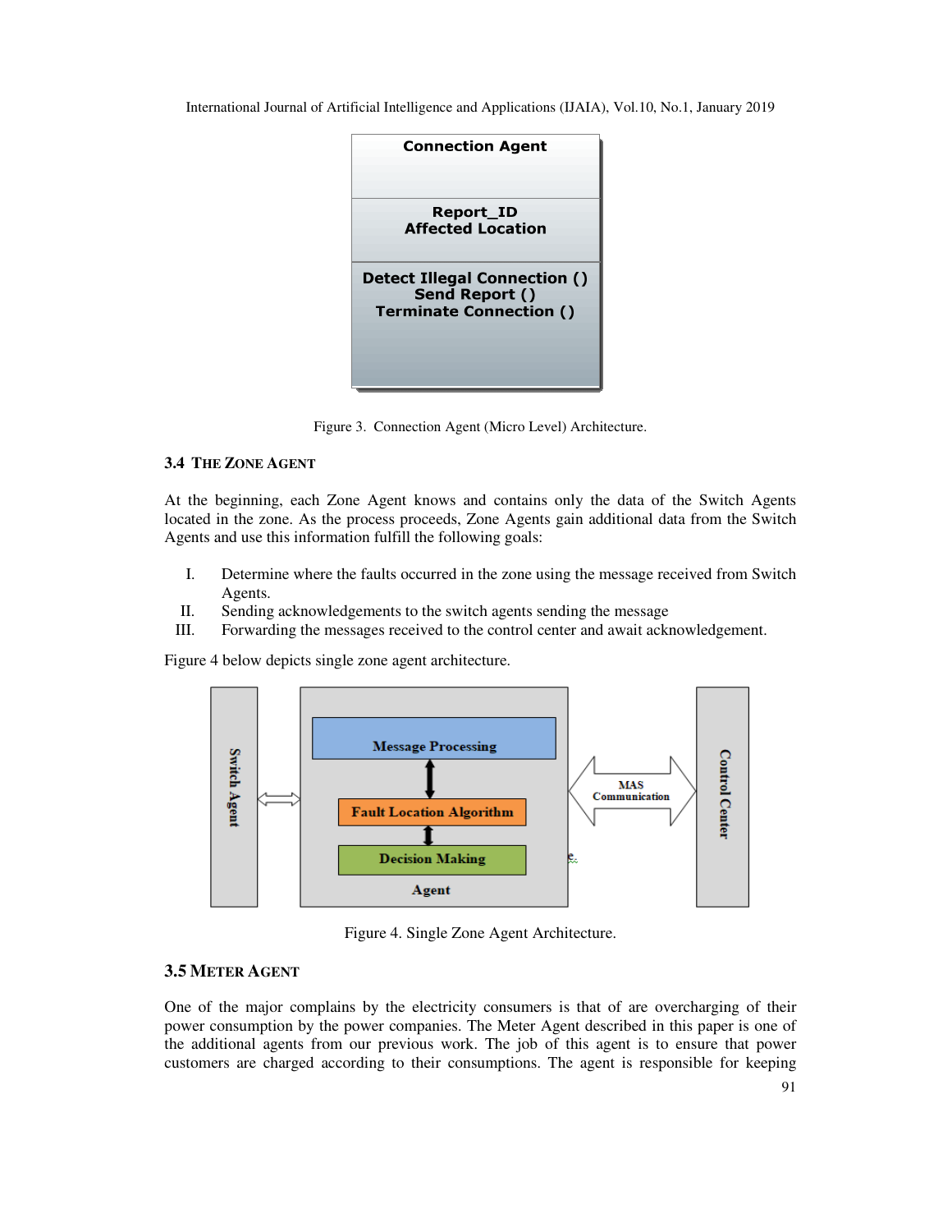Connection Agent

Report_ID
Affected Location

Detect Illegal Connection ()
Send Report ()
Terminate Connection ()

Figure 3. Connection Agent (Micro Level) Architecture.

### 3.4 The Zone Agent

At the beginning, each Zone Agent knows and contains only the data of the Switch Agents located in the zone. As the process proceeds, Zone Agents gain additional data from the Switch Agents and use this information fulfill the following goals:

I. Determine where the faults occurred in the zone using the message received from Switch Agents.
II. Sending acknowledgements to the switch agents sending the message
III. Forwarding the messages received to the control center and await acknowledgement.

Figure 4 below depicts single zone agent architecture.

Switch Agent | Message Processing | Fault Location Algorithm | Decision Making | Agent | MAS Communication | Control Center

Figure 4. Single Zone Agent Architecture.

### 3.5 Meter Agent

One of the major complains by the electricity consumers is that of are overcharging of their power consumption by the power companies. The Meter Agent described in this paper is one of the additional agents from our previous work. The job of this agent is to ensure that power customers are charged according to their consumptions. The agent is responsible for keeping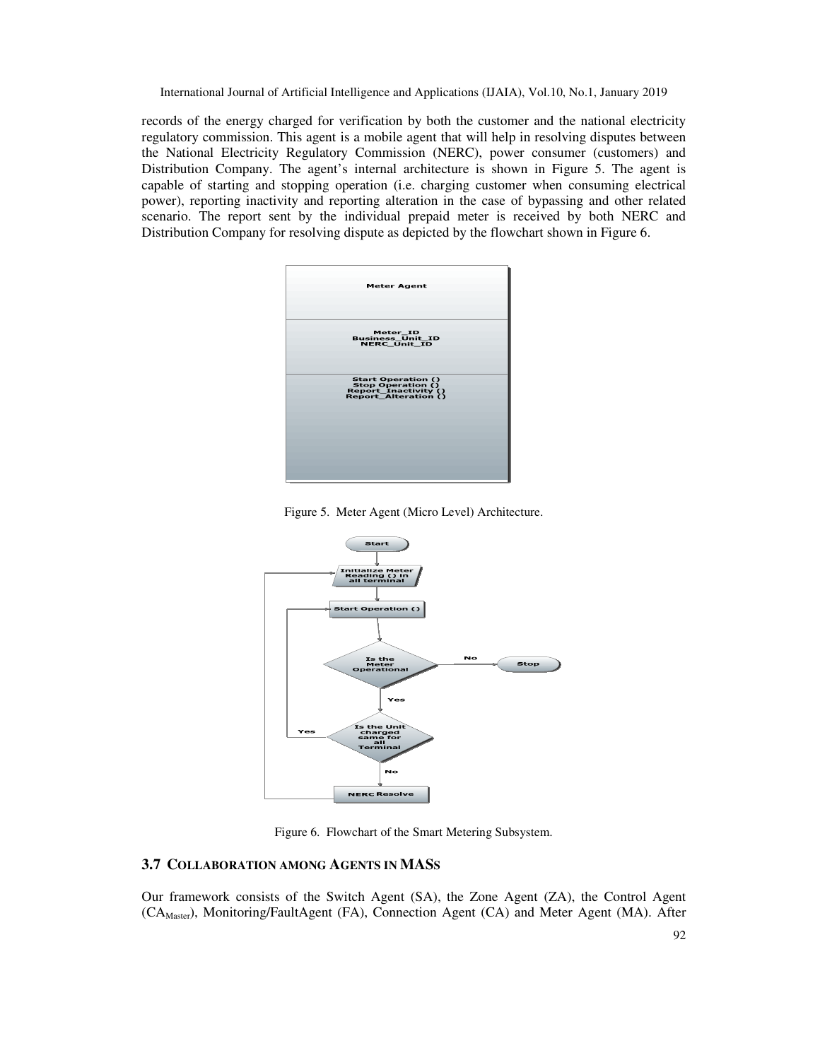records of the energy charged for verification by both the customer and the national electricity regulatory commission. This agent is a mobile agent that will help in resolving disputes between the National Electricity Regulatory Commission (NERC), power consumer (customers) and Distribution Company. The agent's internal architecture is shown in Figure 5. The agent is capable of starting and stopping operation (i.e. charging customer when consuming electrical power), reporting inactivity and reporting alteration in the case of bypassing and other related scenario. The report sent by the individual prepaid meter is received by both NERC and Distribution Company for resolving dispute as depicted by the flowchart shown in Figure 6.

Meter Agent

Meter_ID
Business_Unit_ID
NERC_Unit_ID

Start Operation ()
Stop Operation ()
Report_Inactivity ()
Report_Alteration ()

Figure 5. Meter Agent (Micro Level) Architecture.

Start

Initialize Meter Reading () in all terminal

Start Operation ()

Is the Meter Operational

No

Stop

Yes

Is the Unit charged same for all Terminal

Yes

No

NERC Resolve

Figure 6. Flowchart of the Smart Metering Subsystem.

### 3.7 COLLABORATION AMONG AGENTS IN MASS

Our framework consists of the Switch Agent (SA), the Zone Agent (ZA), the Control Agent ($CA_{Master}$), Monitoring/FaultAgent (FA), Connection Agent (CA) and Meter Agent (MA). After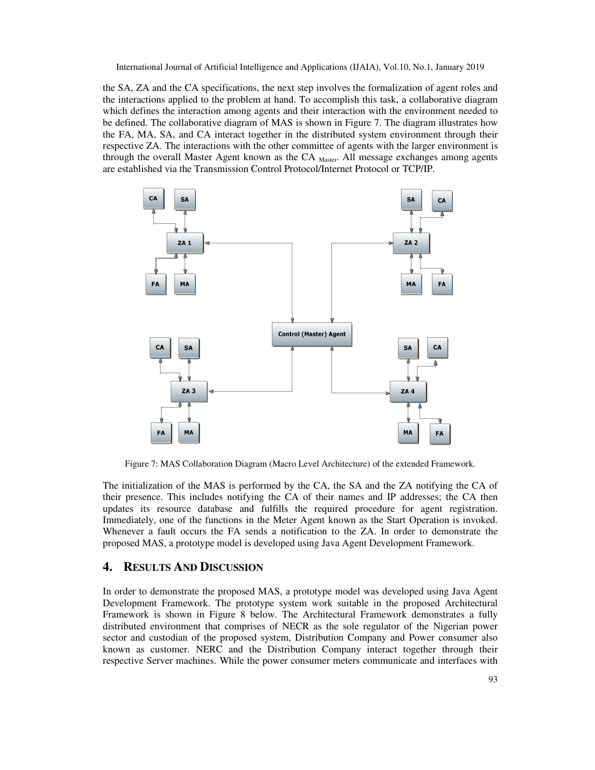the SA, ZA and the CA specifications, the next step involves the formalization of agent roles and the interactions applied to the problem at hand. To accomplish this task, a collaborative diagram which defines the interaction among agents and their interaction with the environment needed to be defined. The collaborative diagram of MAS is shown in Figure 7. The diagram illustrates how the FA, MA, SA, and CA interact together in the distributed system environment through their respective ZA. The interactions with the other committee of agents with the larger environment is through the overall Master Agent known as the CA $_{Master}$. All message exchanges among agents are established via the Transmission Control Protocol/Internet Protocol or TCP/IP.

CA SA
ZA 1
FA MA

SA CA
ZA 2
MA FA

Control (Master) Agent

CA SA
ZA 3
FA MA

SA CA
ZA 4
MA FA

Figure 7: MAS Collaboration Diagram (Macro Level Architecture) of the extended Framework.

The initialization of the MAS is performed by the CA, the SA and the ZA notifying the CA of their presence. This includes notifying the CA of their names and IP addresses; the CA then updates its resource database and fulfills the required procedure for agent registration. Immediately, one of the functions in the Meter Agent known as the Start Operation is invoked. Whenever a fault occurs the FA sends a notification to the ZA. In order to demonstrate the proposed MAS, a prototype model is developed using Java Agent Development Framework.

## 4. Results And Discussion

In order to demonstrate the proposed MAS, a prototype model was developed using Java Agent Development Framework. The prototype system work suitable in the proposed Architectural Framework is shown in Figure 8 below. The Architectural Framework demonstrates a fully distributed environment that comprises of NECR as the sole regulator of the Nigerian power sector and custodian of the proposed system, Distribution Company and Power consumer also known as customer. NERC and the Distribution Company interact together through their respective Server machines. While the power consumer meters communicate and interfaces with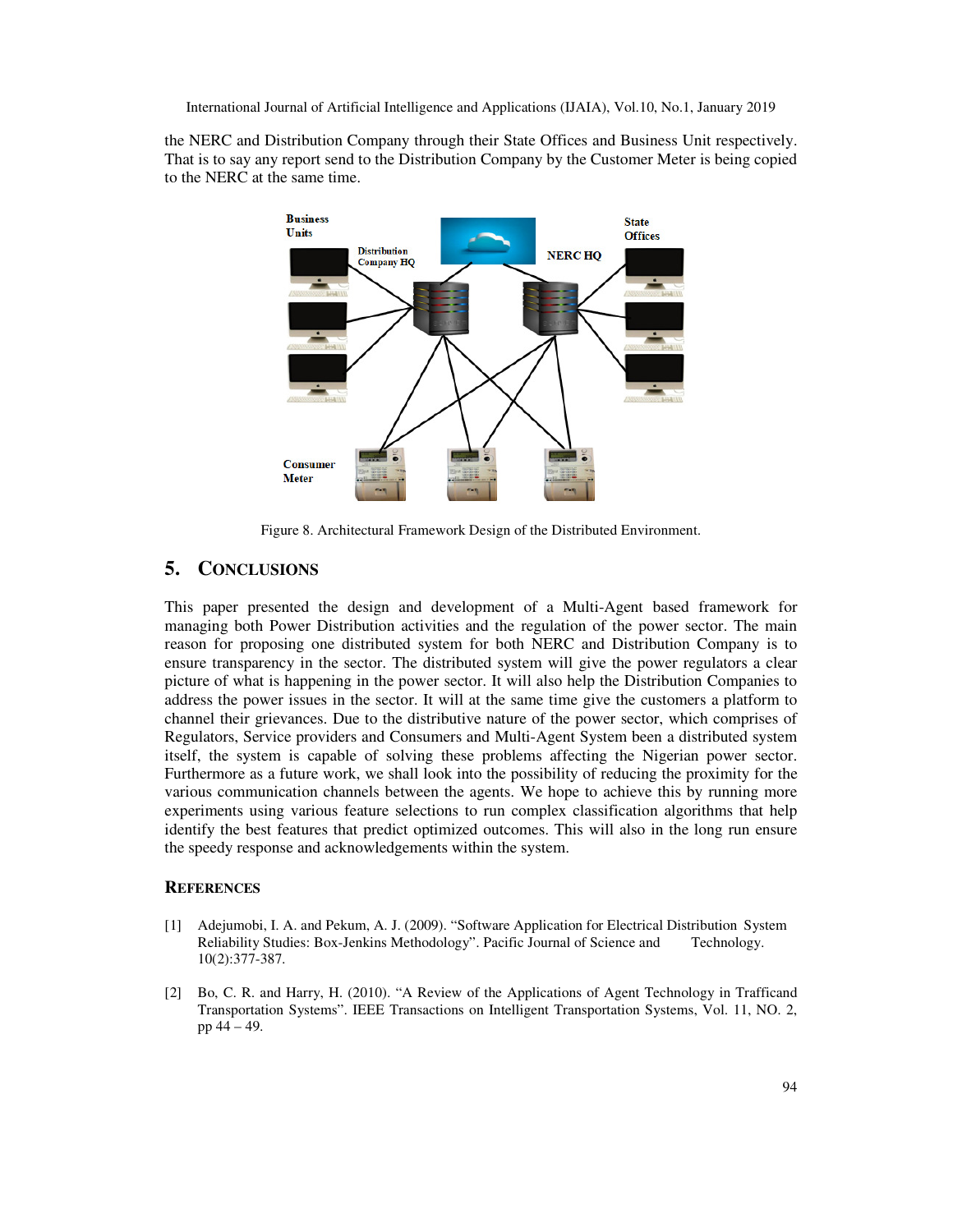the NERC and Distribution Company through their State Offices and Business Unit respectively. That is to say any report send to the Distribution Company by the Customer Meter is being copied to the NERC at the same time.

Figure 8. Architectural Framework Design of the Distributed Environment.

## 5. CONCLUSIONS

This paper presented the design and development of a Multi-Agent based framework for managing both Power Distribution activities and the regulation of the power sector. The main reason for proposing one distributed system for both NERC and Distribution Company is to ensure transparency in the sector. The distributed system will give the power regulators a clear picture of what is happening in the power sector. It will also help the Distribution Companies to address the power issues in the sector. It will at the same time give the customers a platform to channel their grievances. Due to the distributive nature of the power sector, which comprises of Regulators, Service providers and Consumers and Multi-Agent System been a distributed system itself, the system is capable of solving these problems affecting the Nigerian power sector. Furthermore as a future work, we shall look into the possibility of reducing the proximity for the various communication channels between the agents. We hope to achieve this by running more experiments using various feature selections to run complex classification algorithms that help identify the best features that predict optimized outcomes. This will also in the long run ensure the speedy response and acknowledgements within the system.

### REFERENCES

[1] Adejumobi, I. A. and Pekum, A. J. (2009). "Software Application for Electrical Distribution System Reliability Studies: Box-Jenkins Methodology". Pacific Journal of Science and Technology. 10(2):377-387.

[2] Bo, C. R. and Harry, H. (2010). "A Review of the Applications of Agent Technology in Trafficand Transportation Systems". IEEE Transactions on Intelligent Transportation Systems, Vol. 11, NO. 2, pp 44 – 49.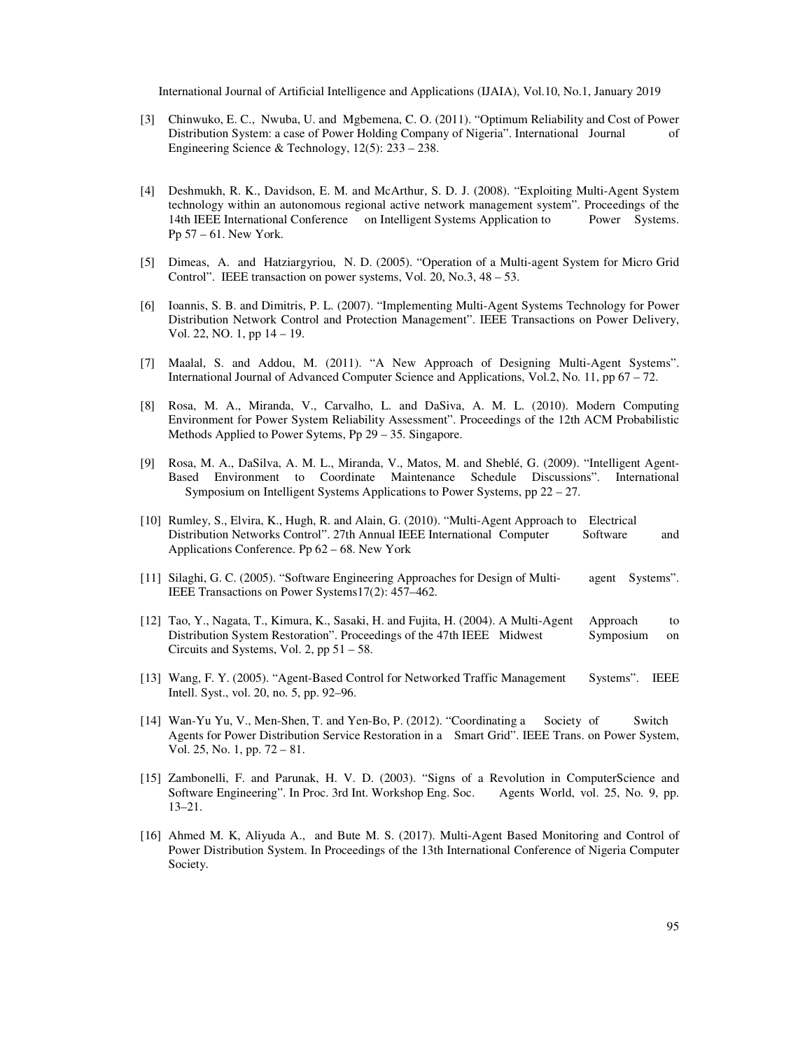[3] Chinwuko, E. C., Nwuba, U. and Mgbemena, C. O. (2011). "Optimum Reliability and Cost of Power Distribution System: a case of Power Holding Company of Nigeria". International Journal of Engineering Science & Technology, 12(5): 233 – 238.

[4] Deshmukh, R. K., Davidson, E. M. and McArthur, S. D. J. (2008). "Exploiting Multi-Agent System technology within an autonomous regional active network management system". Proceedings of the 14th IEEE International Conference on Intelligent Systems Application to Power Systems. Pp 57 – 61. New York.

[5] Dimeas, A. and Hatziargyriou, N. D. (2005). "Operation of a Multi-agent System for Micro Grid Control". IEEE transaction on power systems, Vol. 20, No.3, 48 – 53.

[6] Ioannis, S. B. and Dimitris, P. L. (2007). "Implementing Multi-Agent Systems Technology for Power Distribution Network Control and Protection Management". IEEE Transactions on Power Delivery, Vol. 22, NO. 1, pp 14 – 19.

[7] Maalal, S. and Addou, M. (2011). "A New Approach of Designing Multi-Agent Systems". International Journal of Advanced Computer Science and Applications, Vol.2, No. 11, pp 67 – 72.

[8] Rosa, M. A., Miranda, V., Carvalho, L. and DaSiva, A. M. L. (2010). Modern Computing Environment for Power System Reliability Assessment". Proceedings of the 12th ACM Probabilistic Methods Applied to Power Sytems, Pp 29 – 35. Singapore.

[9] Rosa, M. A., DaSilva, A. M. L., Miranda, V., Matos, M. and Sheblé, G. (2009). "Intelligent Agent-Based Environment to Coordinate Maintenance Schedule Discussions". International Symposium on Intelligent Systems Applications to Power Systems, pp 22 – 27.

[10] Rumley, S., Elvira, K., Hugh, R. and Alain, G. (2010). "Multi-Agent Approach to Electrical Distribution Networks Control". 27th Annual IEEE International Computer Software and Applications Conference. Pp 62 – 68. New York

[11] Silaghi, G. C. (2005). "Software Engineering Approaches for Design of Multi- agent Systems". IEEE Transactions on Power Systems17(2): 457–462.

[12] Tao, Y., Nagata, T., Kimura, K., Sasaki, H. and Fujita, H. (2004). A Multi-Agent Approach to Distribution System Restoration". Proceedings of the 47th IEEE Midwest Symposium on Circuits and Systems, Vol. 2, pp 51 – 58.

[13] Wang, F. Y. (2005). "Agent-Based Control for Networked Traffic Management Systems". IEEE Intell. Syst., vol. 20, no. 5, pp. 92–96.

[14] Wan-Yu Yu, V., Men-Shen, T. and Yen-Bo, P. (2012). "Coordinating a Society of Switch Agents for Power Distribution Service Restoration in a Smart Grid". IEEE Trans. on Power System, Vol. 25, No. 1, pp. 72 – 81.

[15] Zambonelli, F. and Parunak, H. V. D. (2003). "Signs of a Revolution in ComputerScience and Software Engineering". In Proc. 3rd Int. Workshop Eng. Soc. Agents World, vol. 25, No. 9, pp. 13–21.

[16] Ahmed M. K, Aliyuda A., and Bute M. S. (2017). Multi-Agent Based Monitoring and Control of Power Distribution System. In Proceedings of the 13th International Conference of Nigeria Computer Society.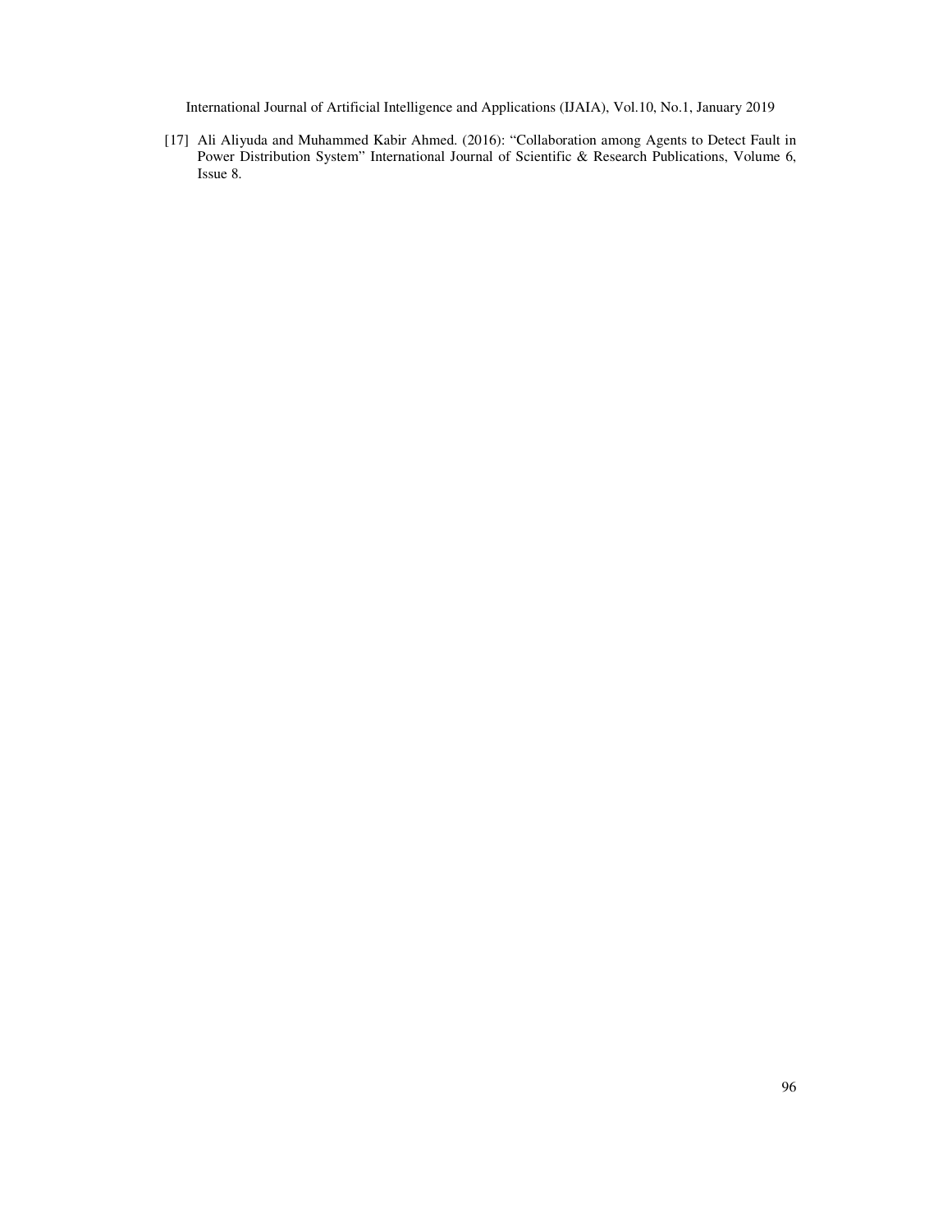[17] Ali Aliyuda and Muhammed Kabir Ahmed. (2016): "Collaboration among Agents to Detect Fault in Power Distribution System" International Journal of Scientific & Research Publications, Volume 6, Issue 8.